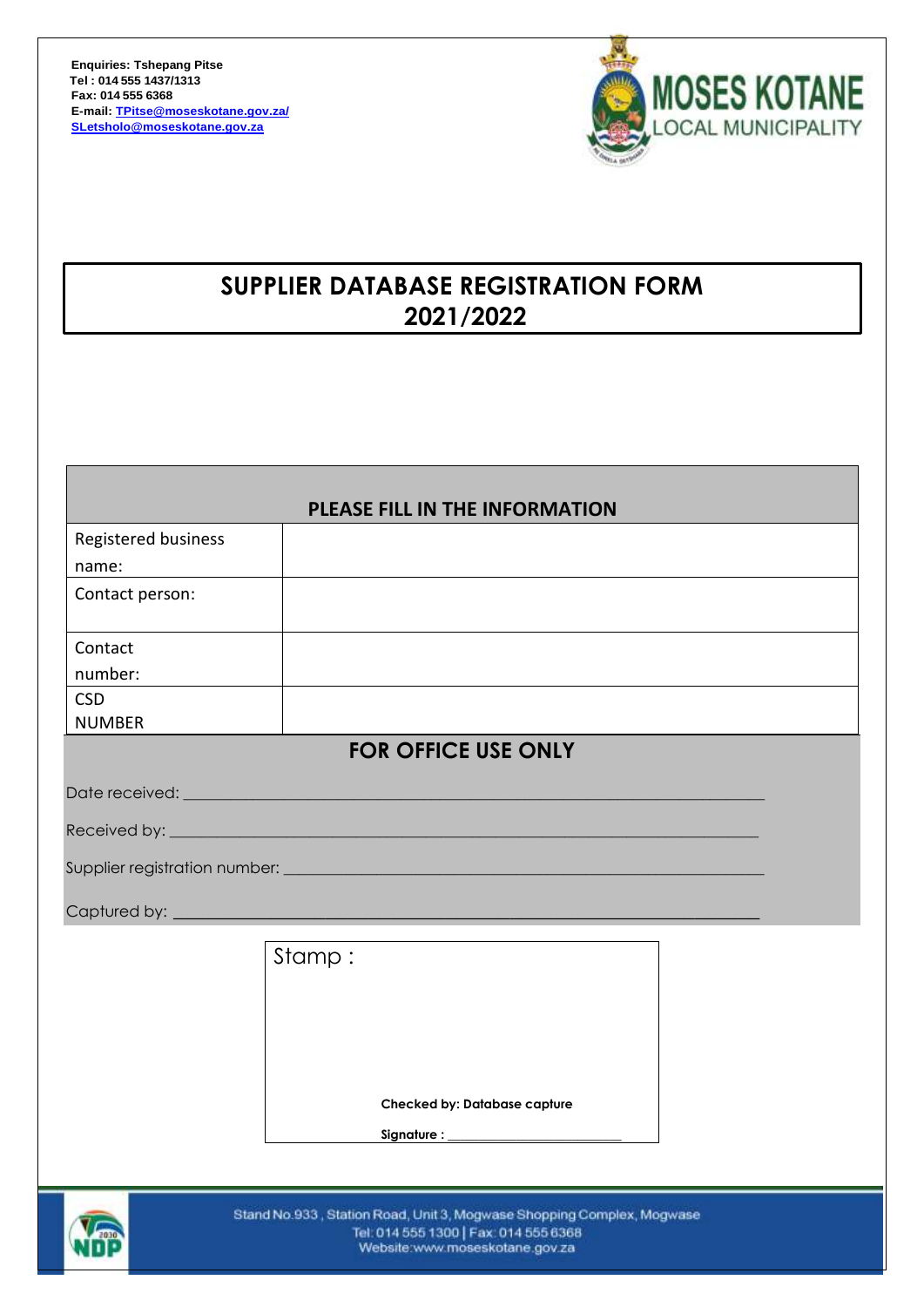**Enquiries: Tshepang Pitse**
**Tel : 014 555 1437/1313**
**Fax: 014 555 6368**
**E-mail: TPitse@moseskotane.gov.za/ SLetsholo@moseskotane.gov.za**

MOSES KOTANE LOCAL MUNICIPALITY

# SUPPLIER DATABASE REGISTRATION FORM 2021/2022

| PLEASE FILL IN THE INFORMATION | |
|---|---|
| Registered business name: | |
| Contact person: | |
| Contact number: | |
| CSD NUMBER | |

## FOR OFFICE USE ONLY

Date received: ______________________________

Received by: ______________________________

Supplier registration number: ______________________________

Captured by: ______________________________

Stamp :

**Checked by: Database capture**

**Signature :** ______________________________

Stand No.933 , Station Road, Unit 3, Mogwase Shopping Complex, Mogwase
Tel: 014 555 1300 | Fax: 014 555 6368
Website:www.moseskotane.gov.za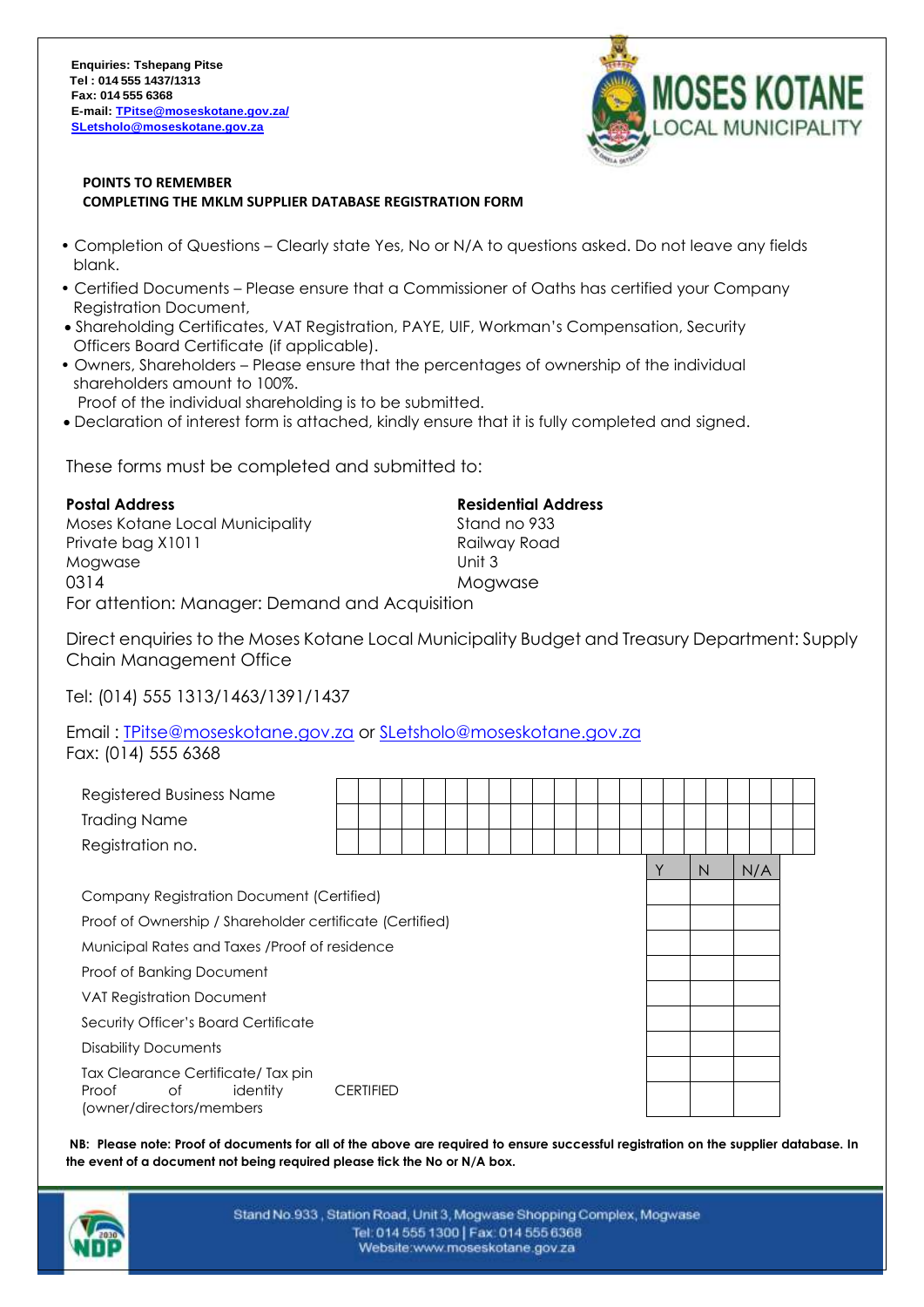Enquiries: Tshepang Pitse
Tel : 014 555 1437/1313
Fax: 014 555 6368
E-mail: TPitse@moseskotane.gov.za/
SLetsholo@moseskotane.gov.za

MOSES KOTANE LOCAL MUNICIPALITY

**POINTS TO REMEMBER**
**COMPLETING THE MKLM SUPPLIER DATABASE REGISTRATION FORM**

- Completion of Questions – Clearly state Yes, No or N/A to questions asked. Do not leave any fields blank.
- Certified Documents – Please ensure that a Commissioner of Oaths has certified your Company Registration Document,
- Shareholding Certificates, VAT Registration, PAYE, UIF, Workman's Compensation, Security Officers Board Certificate (if applicable).
- Owners, Shareholders – Please ensure that the percentages of ownership of the individual shareholders amount to 100%.
  Proof of the individual shareholding is to be submitted.
- Declaration of interest form is attached, kindly ensure that it is fully completed and signed.

These forms must be completed and submitted to:

**Postal Address**
Moses Kotane Local Municipality
Private bag X1011
Mogwase
0314

**Residential Address**
Stand no 933
Railway Road
Unit 3
Mogwase

For attention: Manager: Demand and Acquisition

Direct enquiries to the Moses Kotane Local Municipality Budget and Treasury Department: Supply Chain Management Office

Tel: (014) 555 1313/1463/1391/1437

Email : TPitse@moseskotane.gov.za or SLetsholo@moseskotane.gov.za
Fax: (014) 555 6368

| | |
|---|---|
| Registered Business Name | |
| Trading Name | |
| Registration no. | |

| | Y | N | N/A |
|---|---|---|---|
| Company Registration Document (Certified) | | | |
| Proof of Ownership / Shareholder certificate (Certified) | | | |
| Municipal Rates and Taxes /Proof of residence | | | |
| Proof of Banking Document | | | |
| VAT Registration Document | | | |
| Security Officer's Board Certificate | | | |
| Disability Documents | | | |
| Tax Clearance Certificate/ Tax pin | | | |
| Proof of identity (owner/directors/members CERTIFIED | | | |

**NB: Please note: Proof of documents for all of the above are required to ensure successful registration on the supplier database. In the event of a document not being required please tick the No or N/A box.**

Stand No.933 , Station Road, Unit 3, Mogwase Shopping Complex, Mogwase
Tel: 014 555 1300 | Fax: 014 555 6368
Website:www.moseskotane.gov.za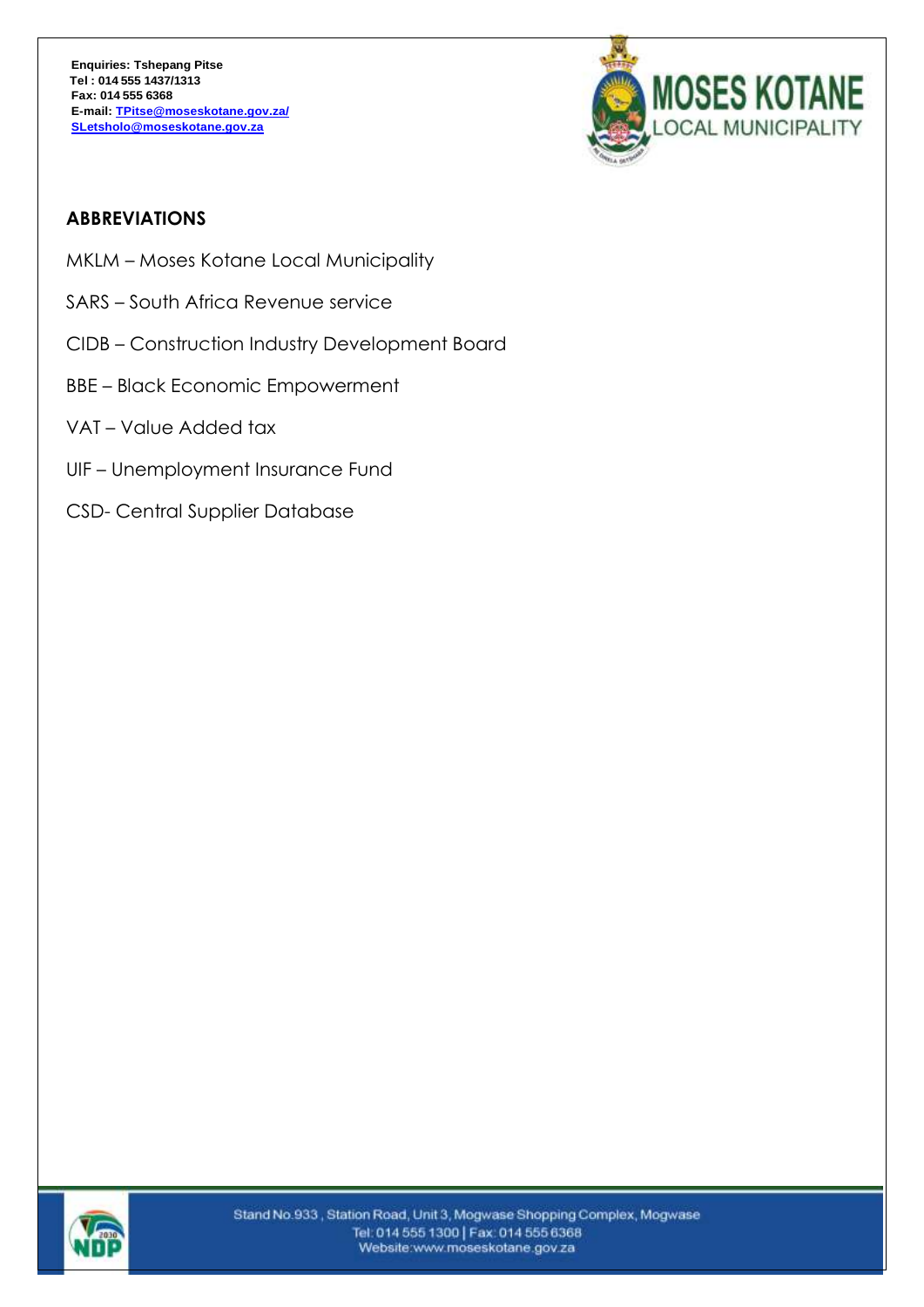Enquiries: Tshepang Pitse
Tel : 014 555 1437/1313
Fax: 014 555 6368
E-mail: TPitse@moseskotane.gov.za/ SLetsholo@moseskotane.gov.za

## ABBREVIATIONS

MKLM – Moses Kotane Local Municipality

SARS – South Africa Revenue service

CIDB – Construction Industry Development Board

BBE – Black Economic Empowerment

VAT – Value Added tax

UIF – Unemployment Insurance Fund

CSD- Central Supplier Database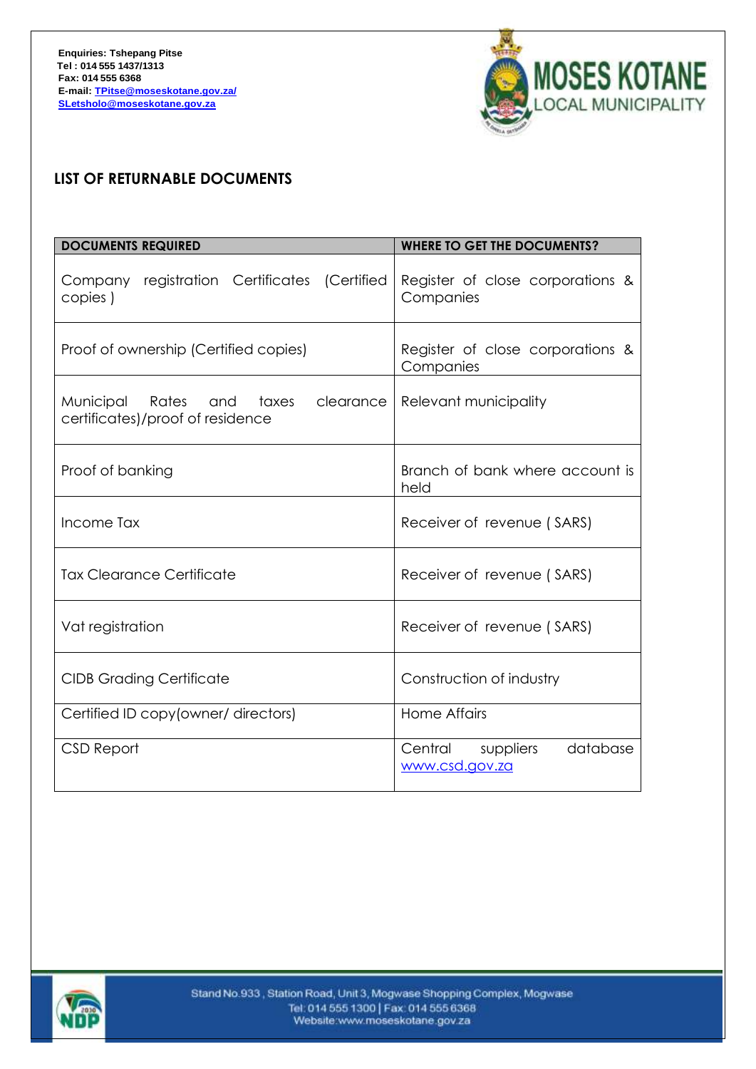**Enquiries: Tshepang Pitse**
**Tel : 014 555 1437/1313**
**Fax: 014 555 6368**
**E-mail: TPitse@moseskotane.gov.za/**
**SLetsholo@moseskotane.gov.za**

## LIST OF RETURNABLE DOCUMENTS

| DOCUMENTS REQUIRED | WHERE TO GET THE DOCUMENTS? |
|---|---|
| Company registration Certificates (Certified copies ) | Register of close corporations & Companies |
| Proof of ownership (Certified copies) | Register of close corporations & Companies |
| Municipal Rates and taxes clearance certificates)/proof of residence | Relevant municipality |
| Proof of banking | Branch of bank where account is held |
| Income Tax | Receiver of revenue ( SARS) |
| Tax Clearance Certificate | Receiver of revenue ( SARS) |
| Vat registration | Receiver of revenue ( SARS) |
| CIDB Grading Certificate | Construction of industry |
| Certified ID copy(owner/ directors) | Home Affairs |
| CSD Report | Central suppliers database www.csd.gov.za |

Stand No.933 , Station Road, Unit 3, Mogwase Shopping Complex, Mogwase
Tel: 014 555 1300 | Fax: 014 555 6368
Website:www.moseskotane.gov.za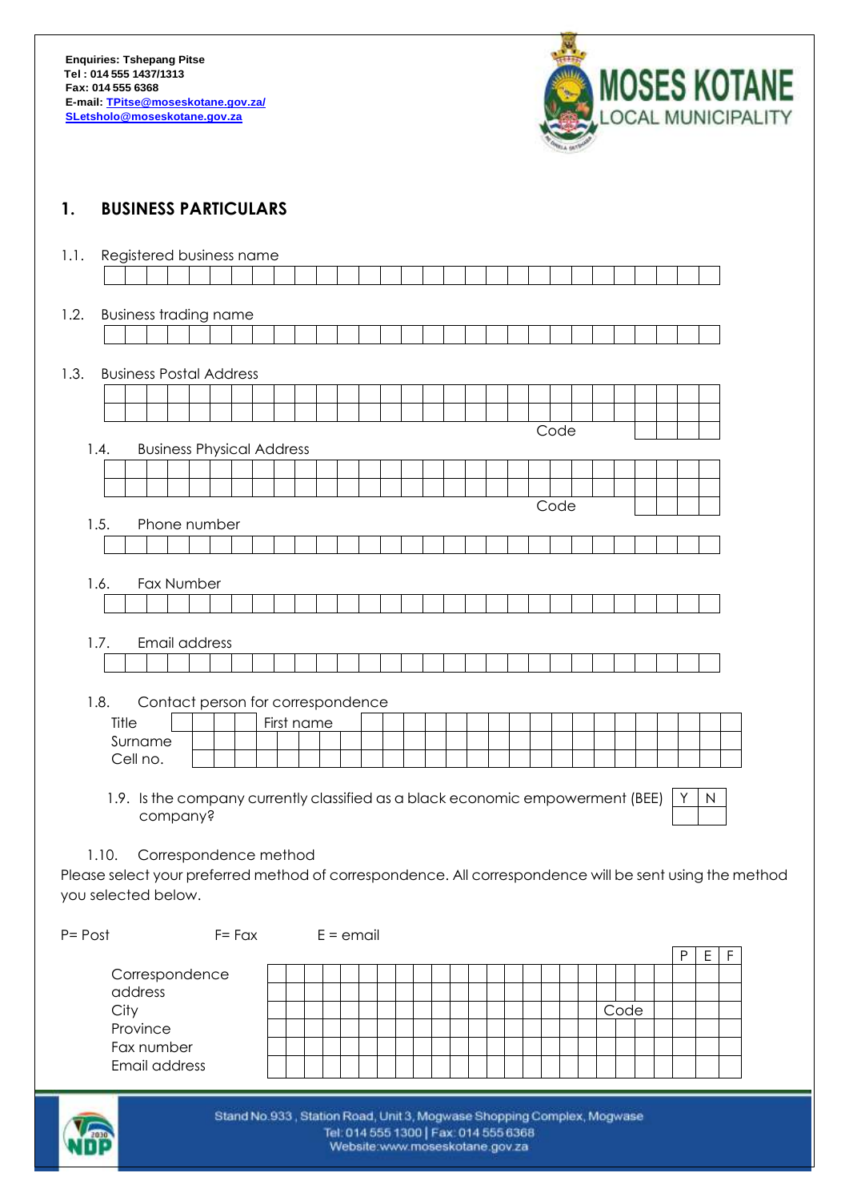**Enquiries: Tshepang Pitse**
**Tel : 014 555 1437/1313**
**Fax: 014 555 6368**
**E-mail: TPitse@moseskotane.gov.za/**
**SLetsholo@moseskotane.gov.za**

MOSES KOTANE LOCAL MUNICIPALITY

## 1. BUSINESS PARTICULARS

1.1. Registered business name

1.2. Business trading name

1.3. Business Postal Address

Code

1.4. Business Physical Address

Code

1.5. Phone number

1.6. Fax Number

1.7. Email address

1.8. Contact person for correspondence

Title | First name
Surname
Cell no.

1.9. Is the company currently classified as a black economic empowerment (BEE) company?

| Y | N |
|---|---|
| | |

1.10. Correspondence method

Please select your preferred method of correspondence. All correspondence will be sent using the method you selected below.

P= Post F= Fax E = email

| | | P | E | F |
|---|---|---|---|---|
| Correspondence address | | | | |
| | | | | |
| City | Code | | | |
| Province | | | | |
| Fax number | | | | |
| Email address | | | | |

Stand No.933 , Station Road, Unit 3, Mogwase Shopping Complex, Mogwase
Tel: 014 555 1300 | Fax: 014 555 6368
Website:www.moseskotane.gov.za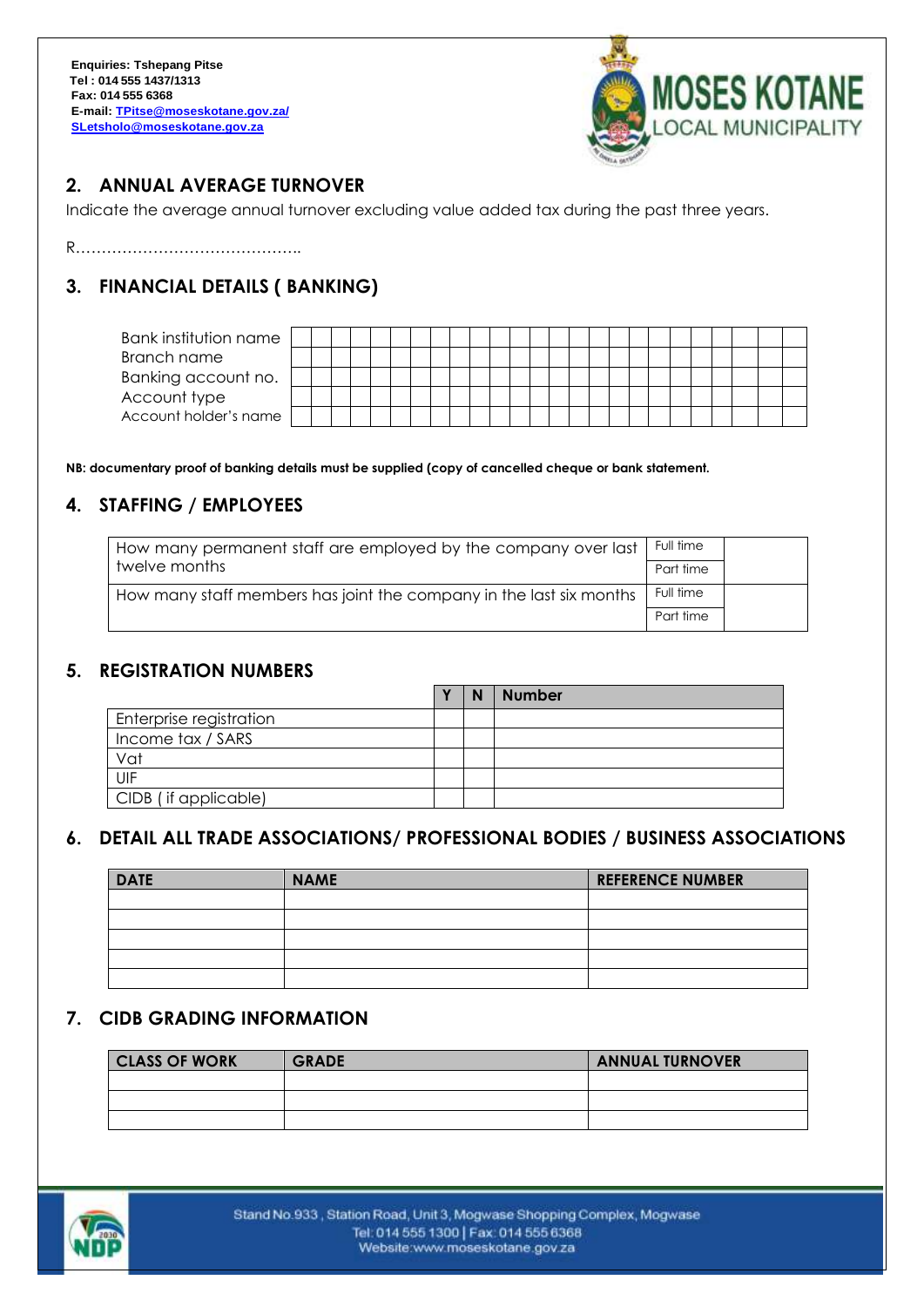**Enquiries: Tshepang Pitse**
**Tel : 014 555 1437/1313**
**Fax: 014 555 6368**
**E-mail: TPitse@moseskotane.gov.za/**
**SLetsholo@moseskotane.gov.za**

## 2. ANNUAL AVERAGE TURNOVER

Indicate the average annual turnover excluding value added tax during the past three years.

R……………………………………..

## 3. FINANCIAL DETAILS ( BANKING)

| | |
|---|---|
| Bank institution name | |
| Branch name | |
| Banking account no. | |
| Account type | |
| Account holder's name | |

**NB: documentary proof of banking details must be supplied (copy of cancelled cheque or bank statement.**

## 4. STAFFING / EMPLOYEES

| | | |
|---|---|---|
| How many permanent staff are employed by the company over last twelve months | Full time | |
| | Part time | |
| How many staff members has joint the company in the last six months | Full time | |
| | Part time | |

## 5. REGISTRATION NUMBERS

| | Y | N | Number |
|---|---|---|---|
| Enterprise registration | | | |
| Income tax / SARS | | | |
| Vat | | | |
| UIF | | | |
| CIDB ( if applicable) | | | |

## 6. DETAIL ALL TRADE ASSOCIATIONS/ PROFESSIONAL BODIES / BUSINESS ASSOCIATIONS

| DATE | NAME | REFERENCE NUMBER |
|---|---|---|
| | | |
| | | |
| | | |
| | | |
| | | |

## 7. CIDB GRADING INFORMATION

| CLASS OF WORK | GRADE | ANNUAL TURNOVER |
|---|---|---|
| | | |
| | | |
| | | |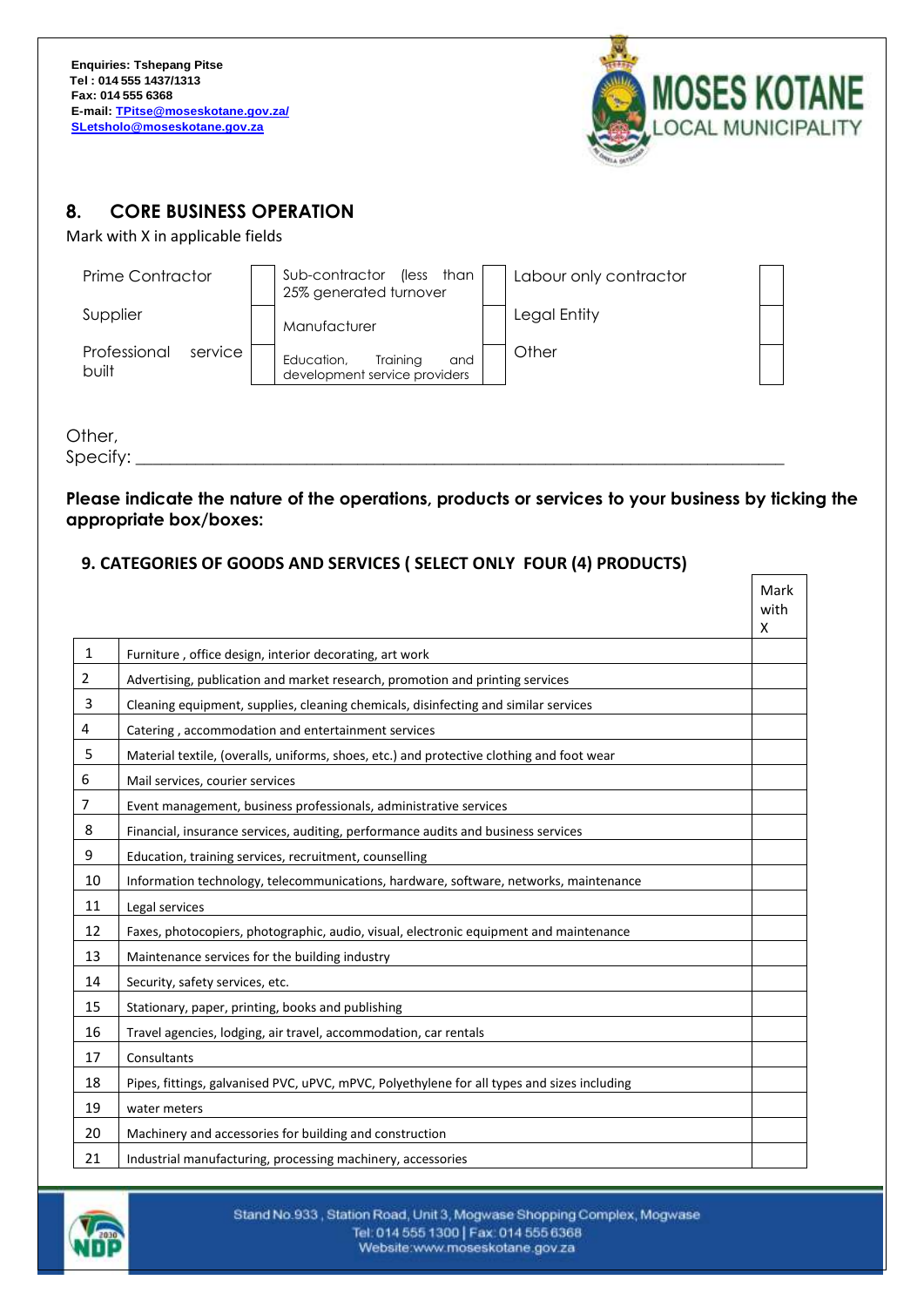**Enquiries: Tshepang Pitse**
**Tel : 014 555 1437/1313**
**Fax: 014 555 6368**
**E-mail: TPitse@moseskotane.gov.za/**
**SLetsholo@moseskotane.gov.za**

MOSES KOTANE LOCAL MUNICIPALITY

## 8. CORE BUSINESS OPERATION

Mark with X in applicable fields

| | | | | | |
|---|---|---|---|---|---|
| Prime Contractor | | Sub-contractor (less than 25% generated turnover | | Labour only contractor | |
| Supplier | | Manufacturer | | Legal Entity | |
| Professional service built | | Education, Training and development service providers | | Other | |

Other,
Specify: ___________________________________________________________________________

**Please indicate the nature of the operations, products or services to your business by ticking the appropriate box/boxes:**

### 9. CATEGORIES OF GOODS AND SERVICES ( SELECT ONLY FOUR (4) PRODUCTS)

| | | Mark with X |
|---|---|---|
| 1 | Furniture , office design, interior decorating, art work | |
| 2 | Advertising, publication and market research, promotion and printing services | |
| 3 | Cleaning equipment, supplies, cleaning chemicals, disinfecting and similar services | |
| 4 | Catering , accommodation and entertainment services | |
| 5 | Material textile, (overalls, uniforms, shoes, etc.) and protective clothing and foot wear | |
| 6 | Mail services, courier services | |
| 7 | Event management, business professionals, administrative services | |
| 8 | Financial, insurance services, auditing, performance audits and business services | |
| 9 | Education, training services, recruitment, counselling | |
| 10 | Information technology, telecommunications, hardware, software, networks, maintenance | |
| 11 | Legal services | |
| 12 | Faxes, photocopiers, photographic, audio, visual, electronic equipment and maintenance | |
| 13 | Maintenance services for the building industry | |
| 14 | Security, safety services, etc. | |
| 15 | Stationary, paper, printing, books and publishing | |
| 16 | Travel agencies, lodging, air travel, accommodation, car rentals | |
| 17 | Consultants | |
| 18 | Pipes, fittings, galvanised PVC, uPVC, mPVC, Polyethylene for all types and sizes including | |
| 19 | water meters | |
| 20 | Machinery and accessories for building and construction | |
| 21 | Industrial manufacturing, processing machinery, accessories | |

Stand No.933 , Station Road, Unit 3, Mogwase Shopping Complex, Mogwase
Tel: 014 555 1300 | Fax: 014 555 6368
Website:www.moseskotane.gov.za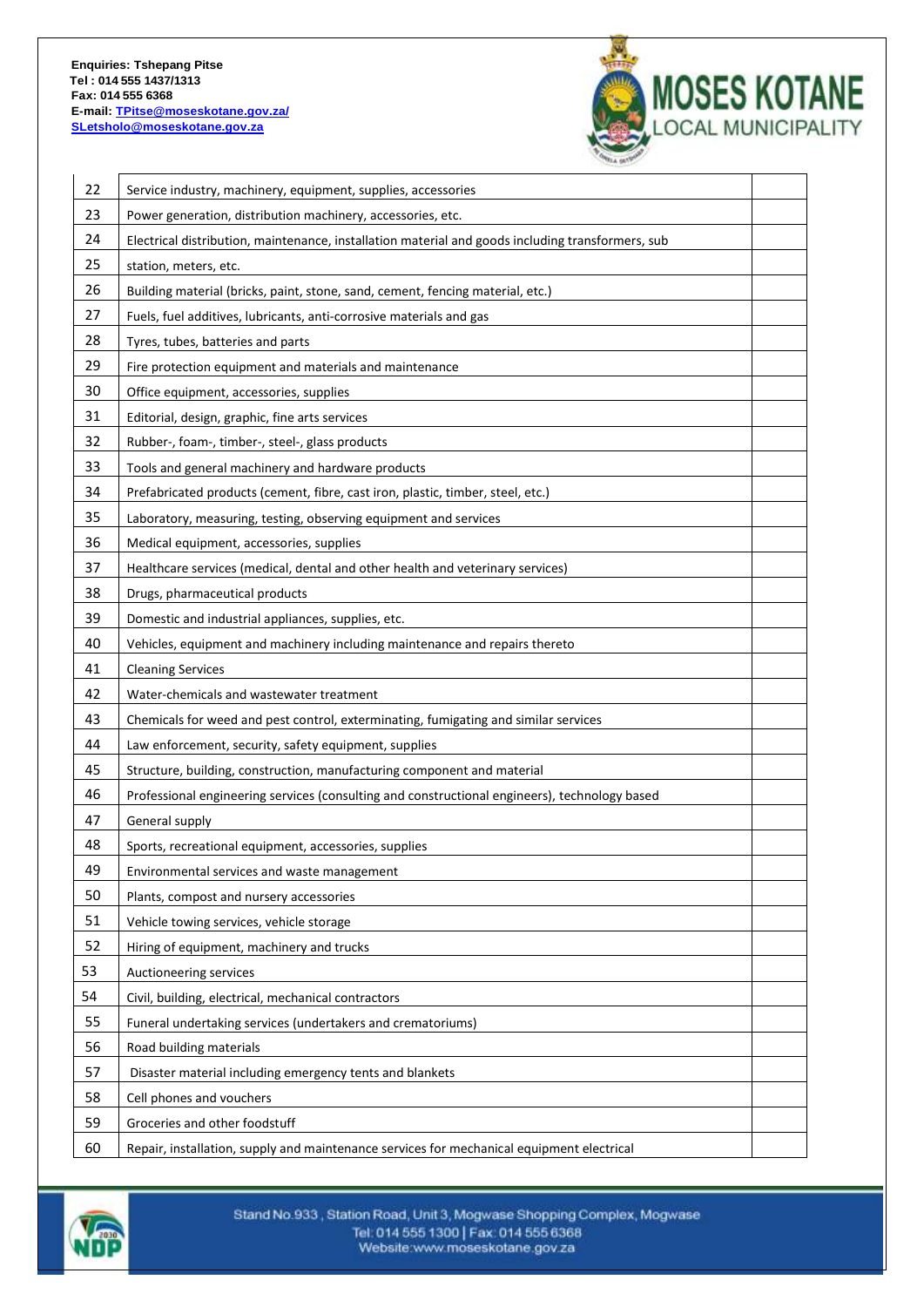Enquiries: Tshepang Pitse
Tel : 014 555 1437/1313
Fax: 014 555 6368
E-mail: TPitse@moseskotane.gov.za/
SLetsholo@moseskotane.gov.za

| | | |
|---|---|---|
| 22 | Service industry, machinery, equipment, supplies, accessories | |
| 23 | Power generation, distribution machinery, accessories, etc. | |
| 24 | Electrical distribution, maintenance, installation material and goods including transformers, sub | |
| 25 | station, meters, etc. | |
| 26 | Building material (bricks, paint, stone, sand, cement, fencing material, etc.) | |
| 27 | Fuels, fuel additives, lubricants, anti-corrosive materials and gas | |
| 28 | Tyres, tubes, batteries and parts | |
| 29 | Fire protection equipment and materials and maintenance | |
| 30 | Office equipment, accessories, supplies | |
| 31 | Editorial, design, graphic, fine arts services | |
| 32 | Rubber-, foam-, timber-, steel-, glass products | |
| 33 | Tools and general machinery and hardware products | |
| 34 | Prefabricated products (cement, fibre, cast iron, plastic, timber, steel, etc.) | |
| 35 | Laboratory, measuring, testing, observing equipment and services | |
| 36 | Medical equipment, accessories, supplies | |
| 37 | Healthcare services (medical, dental and other health and veterinary services) | |
| 38 | Drugs, pharmaceutical products | |
| 39 | Domestic and industrial appliances, supplies, etc. | |
| 40 | Vehicles, equipment and machinery including maintenance and repairs thereto | |
| 41 | Cleaning Services | |
| 42 | Water-chemicals and wastewater treatment | |
| 43 | Chemicals for weed and pest control, exterminating, fumigating and similar services | |
| 44 | Law enforcement, security, safety equipment, supplies | |
| 45 | Structure, building, construction, manufacturing component and material | |
| 46 | Professional engineering services (consulting and constructional engineers), technology based | |
| 47 | General supply | |
| 48 | Sports, recreational equipment, accessories, supplies | |
| 49 | Environmental services and waste management | |
| 50 | Plants, compost and nursery accessories | |
| 51 | Vehicle towing services, vehicle storage | |
| 52 | Hiring of equipment, machinery and trucks | |
| 53 | Auctioneering services | |
| 54 | Civil, building, electrical, mechanical contractors | |
| 55 | Funeral undertaking services (undertakers and crematoriums) | |
| 56 | Road building materials | |
| 57 | Disaster material including emergency tents and blankets | |
| 58 | Cell phones and vouchers | |
| 59 | Groceries and other foodstuff | |
| 60 | Repair, installation, supply and maintenance services for mechanical equipment electrical | |

Stand No.933, Station Road, Unit 3, Mogwase Shopping Complex, Mogwase
Tel: 014 555 1300 | Fax: 014 555 6368
Website:www.moseskotane.gov.za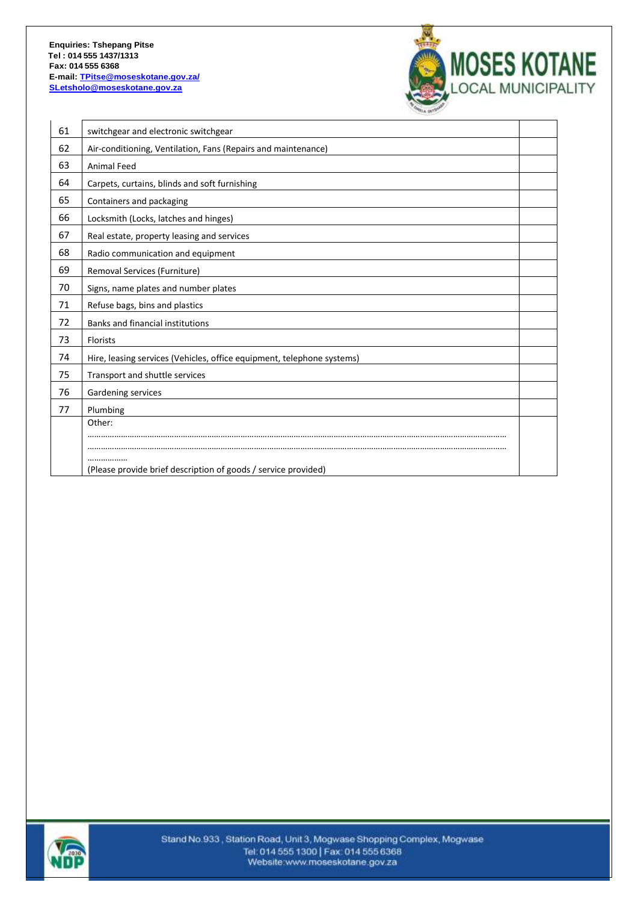| 61 | switchgear and electronic switchgear | |
|---|---|---|
| 62 | Air-conditioning, Ventilation, Fans (Repairs and maintenance) | |
| 63 | Animal Feed | |
| 64 | Carpets, curtains, blinds and soft furnishing | |
| 65 | Containers and packaging | |
| 66 | Locksmith (Locks, latches and hinges) | |
| 67 | Real estate, property leasing and services | |
| 68 | Radio communication and equipment | |
| 69 | Removal Services (Furniture) | |
| 70 | Signs, name plates and number plates | |
| 71 | Refuse bags, bins and plastics | |
| 72 | Banks and financial institutions | |
| 73 | Florists | |
| 74 | Hire, leasing services (Vehicles, office equipment, telephone systems) | |
| 75 | Transport and shuttle services | |
| 76 | Gardening services | |
| 77 | Plumbing | |
| | Other: ………………………………………………………………………………………………………………………………………………… ………………………………………………………………………………………………………………………………………………… ……………… (Please provide brief description of goods / service provided) | |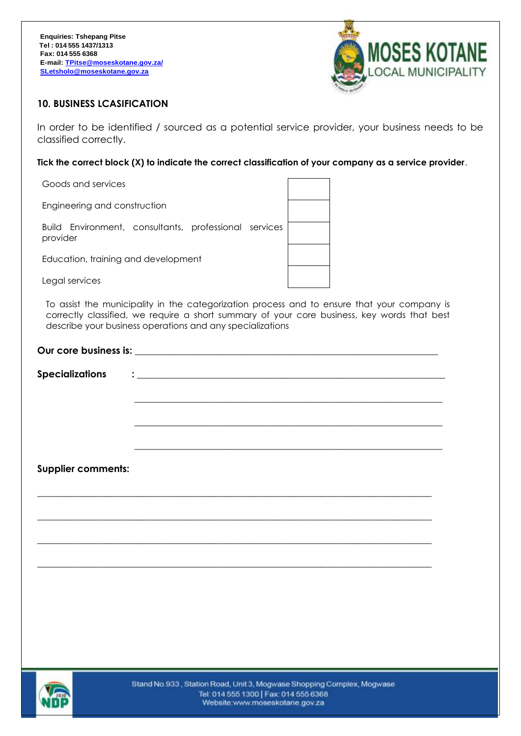Enquiries: Tshepang Pitse
Tel : 014 555 1437/1313
Fax: 014 555 6368
E-mail: TPitse@moseskotane.gov.za/
SLetsholo@moseskotane.gov.za

MOSES KOTANE LOCAL MUNICIPALITY

## 10. BUSINESS LCASIFICATION

In order to be identified / sourced as a potential service provider, your business needs to be classified correctly.

**Tick the correct block (X) to indicate the correct classification of your company as a service provider**.

| | |
|---|---|
| Goods and services | |
| Engineering and construction | |
| Build Environment, consultants, professional services provider | |
| Education, training and development | |
| Legal services | |

To assist the municipality in the categorization process and to ensure that your company is correctly classified, we require a short summary of your core business, key words that best describe your business operations and any specializations

**Our core business is:** ______________________________________________________________

**Specializations** : ______________________________________________________________

______________________________________________________________

______________________________________________________________

______________________________________________________________

**Supplier comments:**

______________________________________________________________________________

______________________________________________________________________________

______________________________________________________________________________

______________________________________________________________________________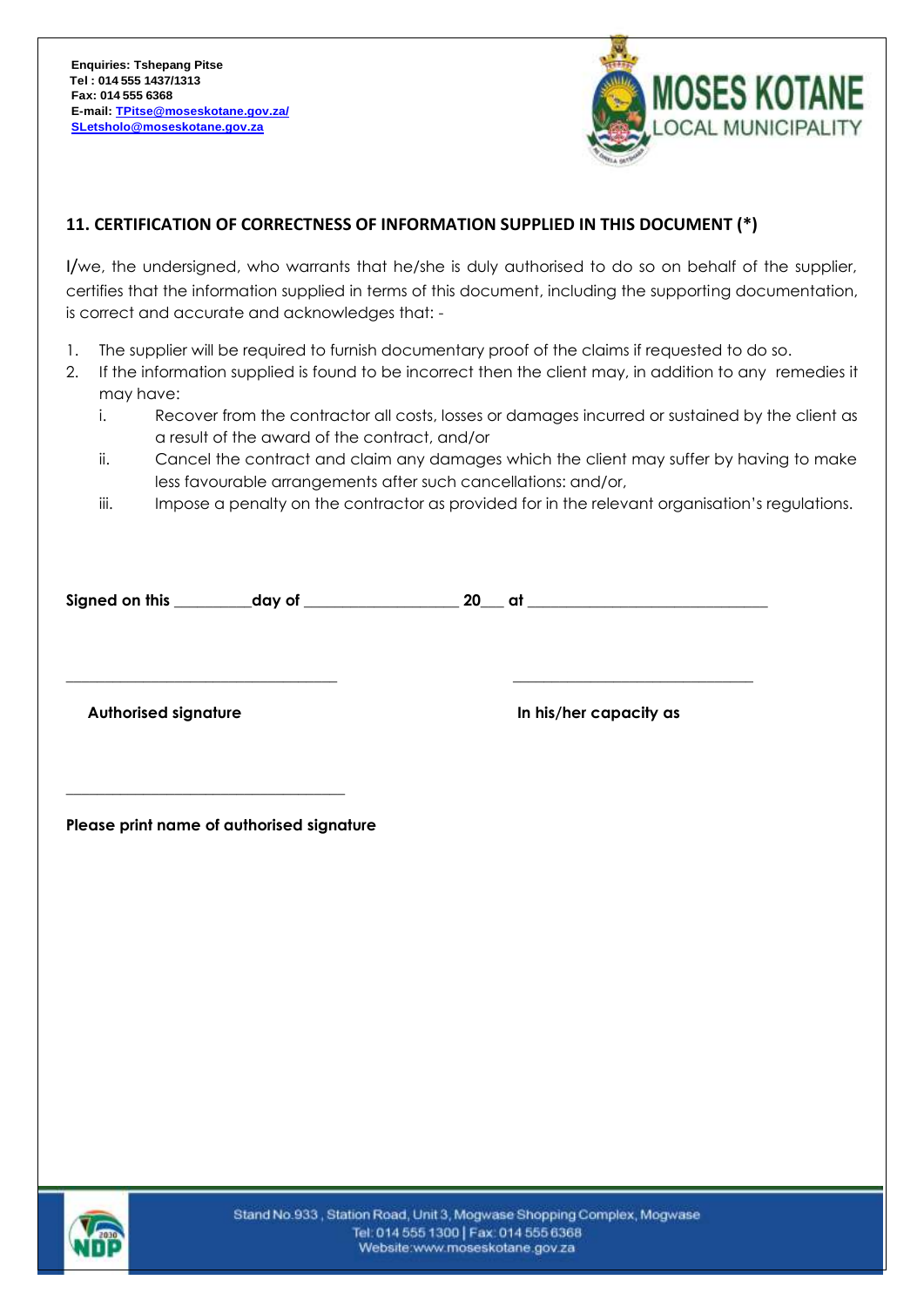**Enquiries: Tshepang Pitse**
**Tel : 014 555 1437/1313**
**Fax: 014 555 6368**
**E-mail: TPitse@moseskotane.gov.za/ SLetsholo@moseskotane.gov.za**

## 11. CERTIFICATION OF CORRECTNESS OF INFORMATION SUPPLIED IN THIS DOCUMENT (*)

I/we, the undersigned, who warrants that he/she is duly authorised to do so on behalf of the supplier, certifies that the information supplied in terms of this document, including the supporting documentation, is correct and accurate and acknowledges that: -

1. The supplier will be required to furnish documentary proof of the claims if requested to do so.
2. If the information supplied is found to be incorrect then the client may, in addition to any remedies it may have:
   i. Recover from the contractor all costs, losses or damages incurred or sustained by the client as a result of the award of the contract, and/or
   ii. Cancel the contract and claim any damages which the client may suffer by having to make less favourable arrangements after such cancellations: and/or,
   iii. Impose a penalty on the contractor as provided for in the relevant organisation's regulations.

**Signed on this __________day of ____________________ 20___ at _______________________________**

___________________________________ ________________________________

**Authorised signature** **In his/her capacity as**

____________________________________

**Please print name of authorised signature**

Stand No.933 , Station Road, Unit 3, Mogwase Shopping Complex, Mogwase
Tel: 014 555 1300 | Fax: 014 555 6368
Website:www.moseskotane.gov.za